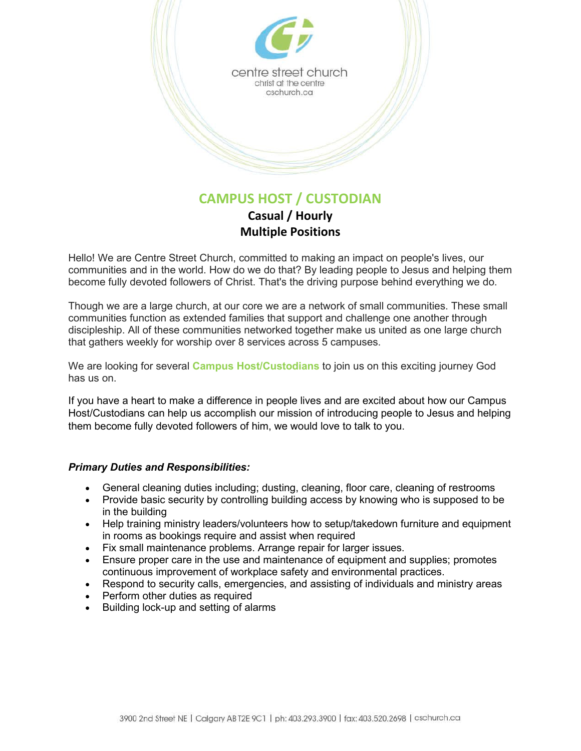centre street church
christ at the centre
cschurch.ca

# CAMPUS HOST / CUSTODIAN

**Casual / Hourly**
**Multiple Positions**

Hello! We are Centre Street Church, committed to making an impact on people's lives, our communities and in the world. How do we do that? By leading people to Jesus and helping them become fully devoted followers of Christ. That's the driving purpose behind everything we do.

Though we are a large church, at our core we are a network of small communities. These small communities function as extended families that support and challenge one another through discipleship. All of these communities networked together make us united as one large church that gathers weekly for worship over 8 services across 5 campuses.

We are looking for several **Campus Host/Custodians** to join us on this exciting journey God has us on.

If you have a heart to make a difference in people lives and are excited about how our Campus Host/Custodians can help us accomplish our mission of introducing people to Jesus and helping them become fully devoted followers of him, we would love to talk to you.

***Primary Duties and Responsibilities:***

- General cleaning duties including; dusting, cleaning, floor care, cleaning of restrooms
- Provide basic security by controlling building access by knowing who is supposed to be in the building
- Help training ministry leaders/volunteers how to setup/takedown furniture and equipment in rooms as bookings require and assist when required
- Fix small maintenance problems. Arrange repair for larger issues.
- Ensure proper care in the use and maintenance of equipment and supplies; promotes continuous improvement of workplace safety and environmental practices.
- Respond to security calls, emergencies, and assisting of individuals and ministry areas
- Perform other duties as required
- Building lock-up and setting of alarms

3900 2nd Street NE | Calgary AB T2E 9C1 | ph: 403.293.3900 | fax: 403.520.2698 | cschurch.ca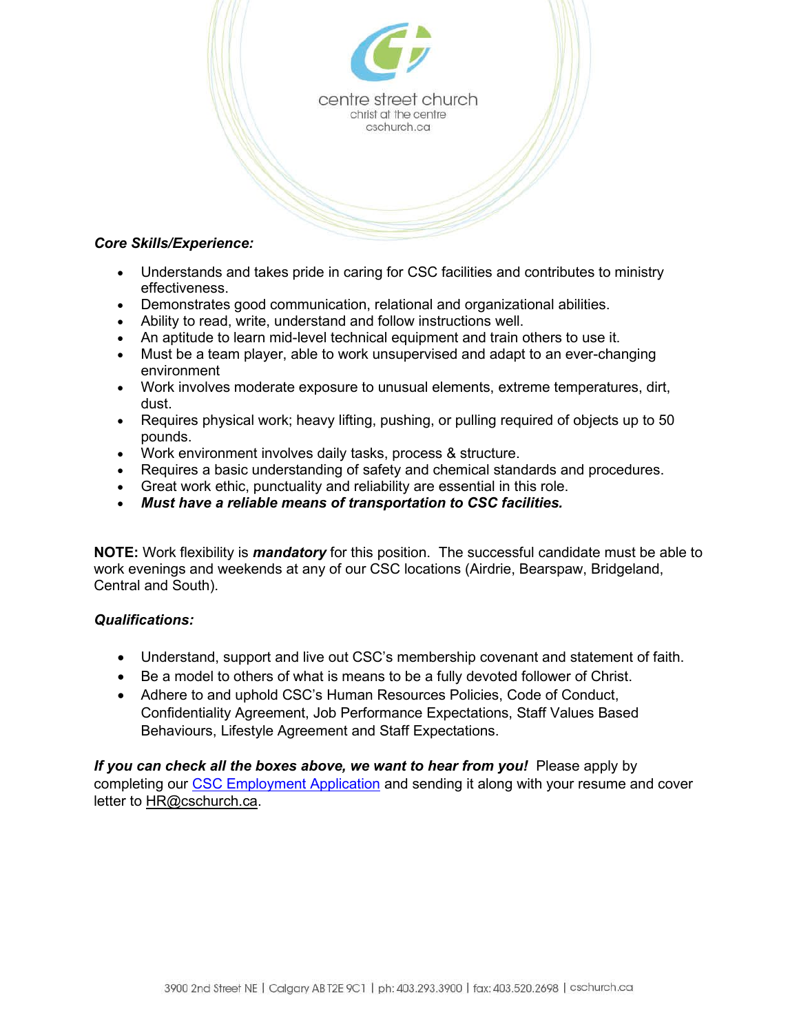centre street church
christ at the centre
cschurch.ca

***Core Skills/Experience:***

- Understands and takes pride in caring for CSC facilities and contributes to ministry effectiveness.
- Demonstrates good communication, relational and organizational abilities.
- Ability to read, write, understand and follow instructions well.
- An aptitude to learn mid-level technical equipment and train others to use it.
- Must be a team player, able to work unsupervised and adapt to an ever-changing environment
- Work involves moderate exposure to unusual elements, extreme temperatures, dirt, dust.
- Requires physical work; heavy lifting, pushing, or pulling required of objects up to 50 pounds.
- Work environment involves daily tasks, process & structure.
- Requires a basic understanding of safety and chemical standards and procedures.
- Great work ethic, punctuality and reliability are essential in this role.
- ***Must have a reliable means of transportation to CSC facilities.***

**NOTE:** Work flexibility is ***mandatory*** for this position. The successful candidate must be able to work evenings and weekends at any of our CSC locations (Airdrie, Bearspaw, Bridgeland, Central and South).

***Qualifications:***

- Understand, support and live out CSC's membership covenant and statement of faith.
- Be a model to others of what is means to be a fully devoted follower of Christ.
- Adhere to and uphold CSC's Human Resources Policies, Code of Conduct, Confidentiality Agreement, Job Performance Expectations, Staff Values Based Behaviours, Lifestyle Agreement and Staff Expectations.

***If you can check all the boxes above, we want to hear from you!*** Please apply by completing our CSC Employment Application and sending it along with your resume and cover letter to HR@cschurch.ca.

3900 2nd Street NE | Calgary AB T2E 9C1 | ph: 403.293.3900 | fax: 403.520.2698 | cschurch.ca